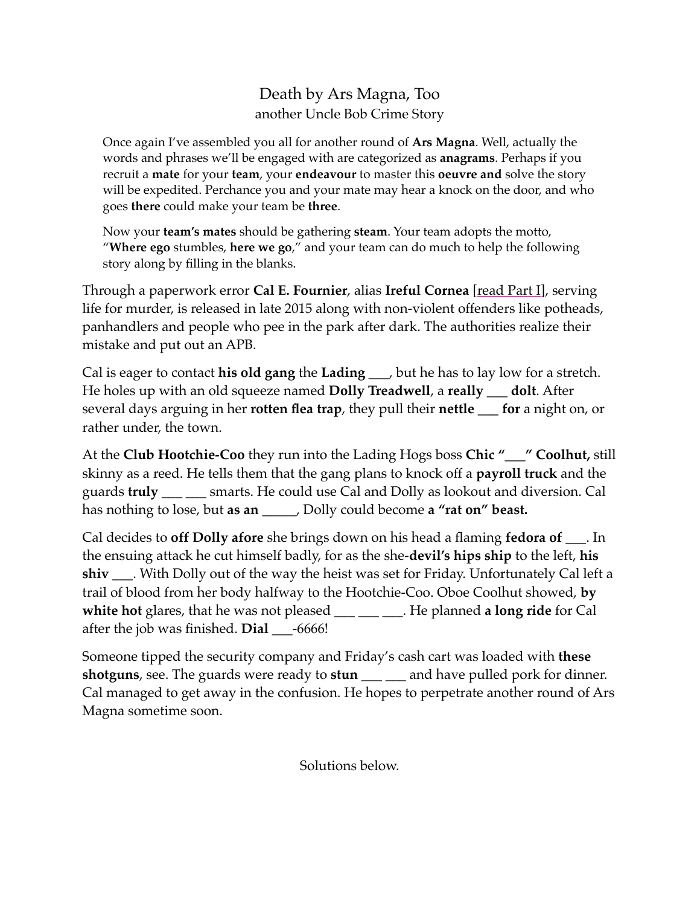# Death by Ars Magna, Too

another Uncle Bob Crime Story

> Once again I've assembled you all for another round of **Ars Magna**. Well, actually the words and phrases we'll be engaged with are categorized as **anagrams**. Perhaps if you recruit a **mate** for your **team**, your **endeavour** to master this **oeuvre and** solve the story will be expedited. Perchance you and your mate may hear a knock on the door, and who goes **there** could make your team be **three**.
>
> Now your **team's mates** should be gathering **steam**. Your team adopts the motto, "**Where ego** stumbles, **here we go**," and your team can do much to help the following story along by filling in the blanks.

Through a paperwork error **Cal E. Fournier**, alias **Ireful Cornea** [read Part I], serving life for murder, is released in late 2015 along with non-violent offenders like potheads, panhandlers and people who pee in the park after dark. The authorities realize their mistake and put out an APB.

Cal is eager to contact **his old gang** the **Lading** ___, but he has to lay low for a stretch. He holes up with an old squeeze named **Dolly Treadwell**, a **really** ___ **dolt**. After several days arguing in her **rotten flea trap**, they pull their **nettle** ___ **for** a night on, or rather under, the town.

At the **Club Hootchie-Coo** they run into the Lading Hogs boss **Chic "___" Coolhut,** still skinny as a reed. He tells them that the gang plans to knock off a **payroll truck** and the guards **truly** ___ ___ smarts. He could use Cal and Dolly as lookout and diversion. Cal has nothing to lose, but **as an** _____, Dolly could become **a "rat on" beast.**

Cal decides to **off Dolly afore** she brings down on his head a flaming **fedora of** ___. In the ensuing attack he cut himself badly, for as the she-**devil's hips ship** to the left, **his shiv** ___. With Dolly out of the way the heist was set for Friday. Unfortunately Cal left a trail of blood from her body halfway to the Hootchie-Coo. Oboe Coolhut showed, **by white hot** glares, that he was not pleased ___ ___ ___. He planned **a long ride** for Cal after the job was finished. **Dial** ___-6666!

Someone tipped the security company and Friday's cash cart was loaded with **these shotguns**, see. The guards were ready to **stun** ___ ___ and have pulled pork for dinner. Cal managed to get away in the confusion. He hopes to perpetrate another round of Ars Magna sometime soon.

Solutions below.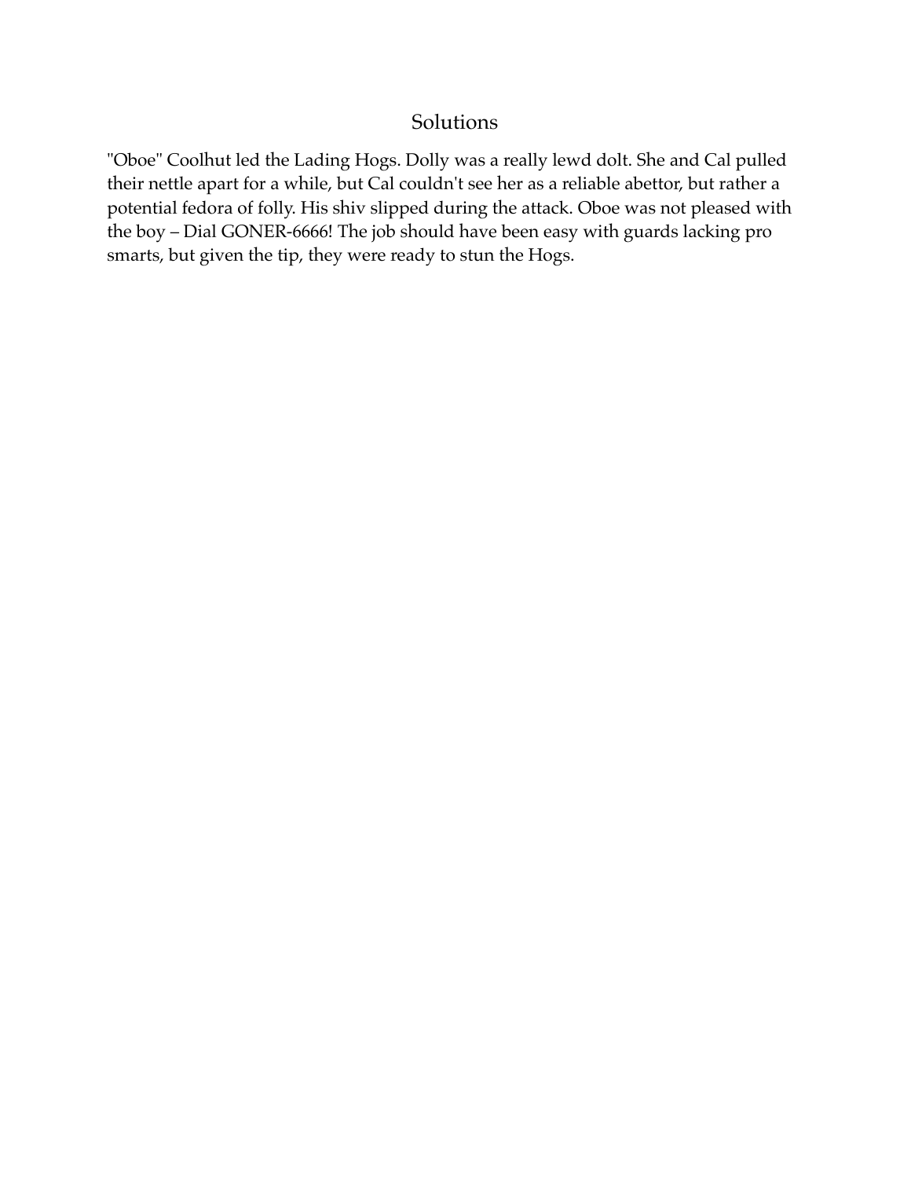# Solutions

"Oboe" Coolhut led the Lading Hogs. Dolly was a really lewd dolt. She and Cal pulled their nettle apart for a while, but Cal couldn't see her as a reliable abettor, but rather a potential fedora of folly. His shiv slipped during the attack. Oboe was not pleased with the boy – Dial GONER-6666! The job should have been easy with guards lacking pro smarts, but given the tip, they were ready to stun the Hogs.